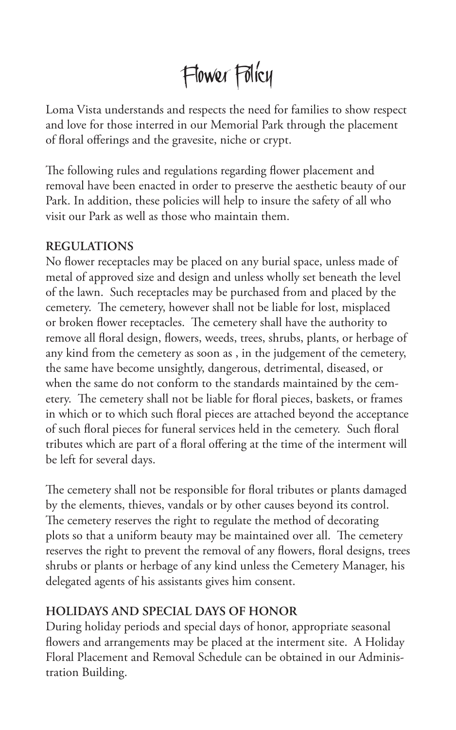# Flower Policy

Loma Vista understands and respects the need for families to show respect and love for those interred in our Memorial Park through the placement of floral offerings and the gravesite, niche or crypt.

The following rules and regulations regarding flower placement and removal have been enacted in order to preserve the aesthetic beauty of our Park. In addition, these policies will help to insure the safety of all who visit our Park as well as those who maintain them.

**REGULATIONS**

No flower receptacles may be placed on any burial space, unless made of metal of approved size and design and unless wholly set beneath the level of the lawn. Such receptacles may be purchased from and placed by the cemetery. The cemetery, however shall not be liable for lost, misplaced or broken flower receptacles. The cemetery shall have the authority to remove all floral design, flowers, weeds, trees, shrubs, plants, or herbage of any kind from the cemetery as soon as , in the judgement of the cemetery, the same have become unsightly, dangerous, detrimental, diseased, or when the same do not conform to the standards maintained by the cemetery. The cemetery shall not be liable for floral pieces, baskets, or frames in which or to which such floral pieces are attached beyond the acceptance of such floral pieces for funeral services held in the cemetery. Such floral tributes which are part of a floral offering at the time of the interment will be left for several days.

The cemetery shall not be responsible for floral tributes or plants damaged by the elements, thieves, vandals or by other causes beyond its control. The cemetery reserves the right to regulate the method of decorating plots so that a uniform beauty may be maintained over all. The cemetery reserves the right to prevent the removal of any flowers, floral designs, trees shrubs or plants or herbage of any kind unless the Cemetery Manager, his delegated agents of his assistants gives him consent.

**HOLIDAYS AND SPECIAL DAYS OF HONOR**

During holiday periods and special days of honor, appropriate seasonal flowers and arrangements may be placed at the interment site. A Holiday Floral Placement and Removal Schedule can be obtained in our Administration Building.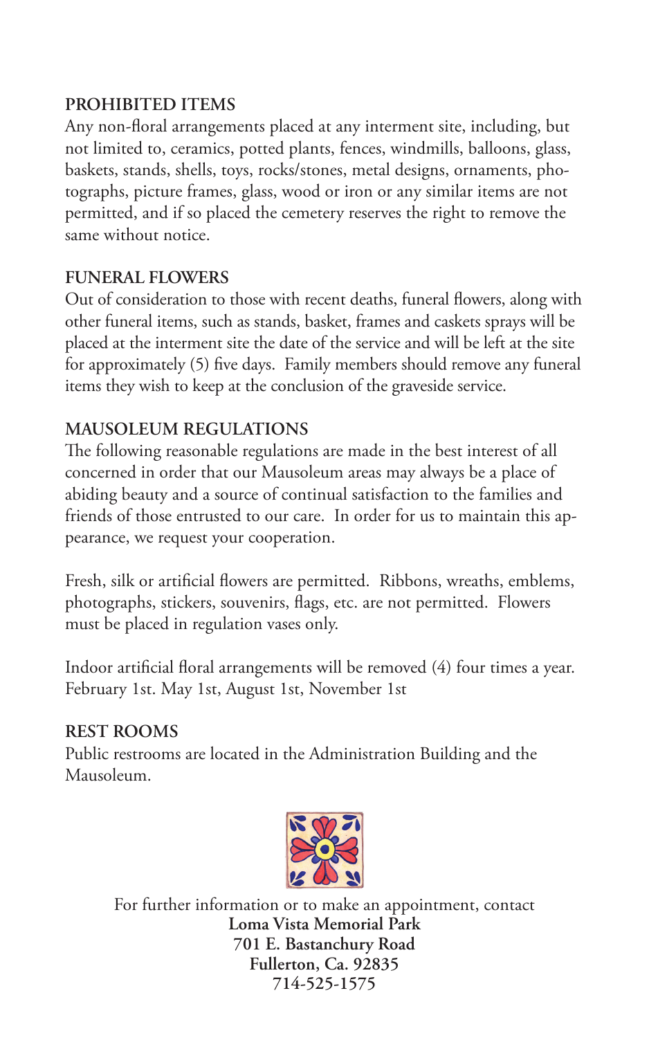## PROHIBITED ITEMS

Any non-floral arrangements placed at any interment site, including, but not limited to, ceramics, potted plants, fences, windmills, balloons, glass, baskets, stands, shells, toys, rocks/stones, metal designs, ornaments, photographs, picture frames, glass, wood or iron or any similar items are not permitted, and if so placed the cemetery reserves the right to remove the same without notice.

## FUNERAL FLOWERS

Out of consideration to those with recent deaths, funeral flowers, along with other funeral items, such as stands, basket, frames and caskets sprays will be placed at the interment site the date of the service and will be left at the site for approximately (5) five days. Family members should remove any funeral items they wish to keep at the conclusion of the graveside service.

## MAUSOLEUM REGULATIONS

The following reasonable regulations are made in the best interest of all concerned in order that our Mausoleum areas may always be a place of abiding beauty and a source of continual satisfaction to the families and friends of those entrusted to our care. In order for us to maintain this appearance, we request your cooperation.

Fresh, silk or artificial flowers are permitted. Ribbons, wreaths, emblems, photographs, stickers, souvenirs, flags, etc. are not permitted. Flowers must be placed in regulation vases only.

Indoor artificial floral arrangements will be removed (4) four times a year. February 1st. May 1st, August 1st, November 1st

## REST ROOMS

Public restrooms are located in the Administration Building and the Mausoleum.

For further information or to make an appointment, contact

**Loma Vista Memorial Park**
**701 E. Bastanchury Road**
**Fullerton, Ca. 92835**
**714-525-1575**